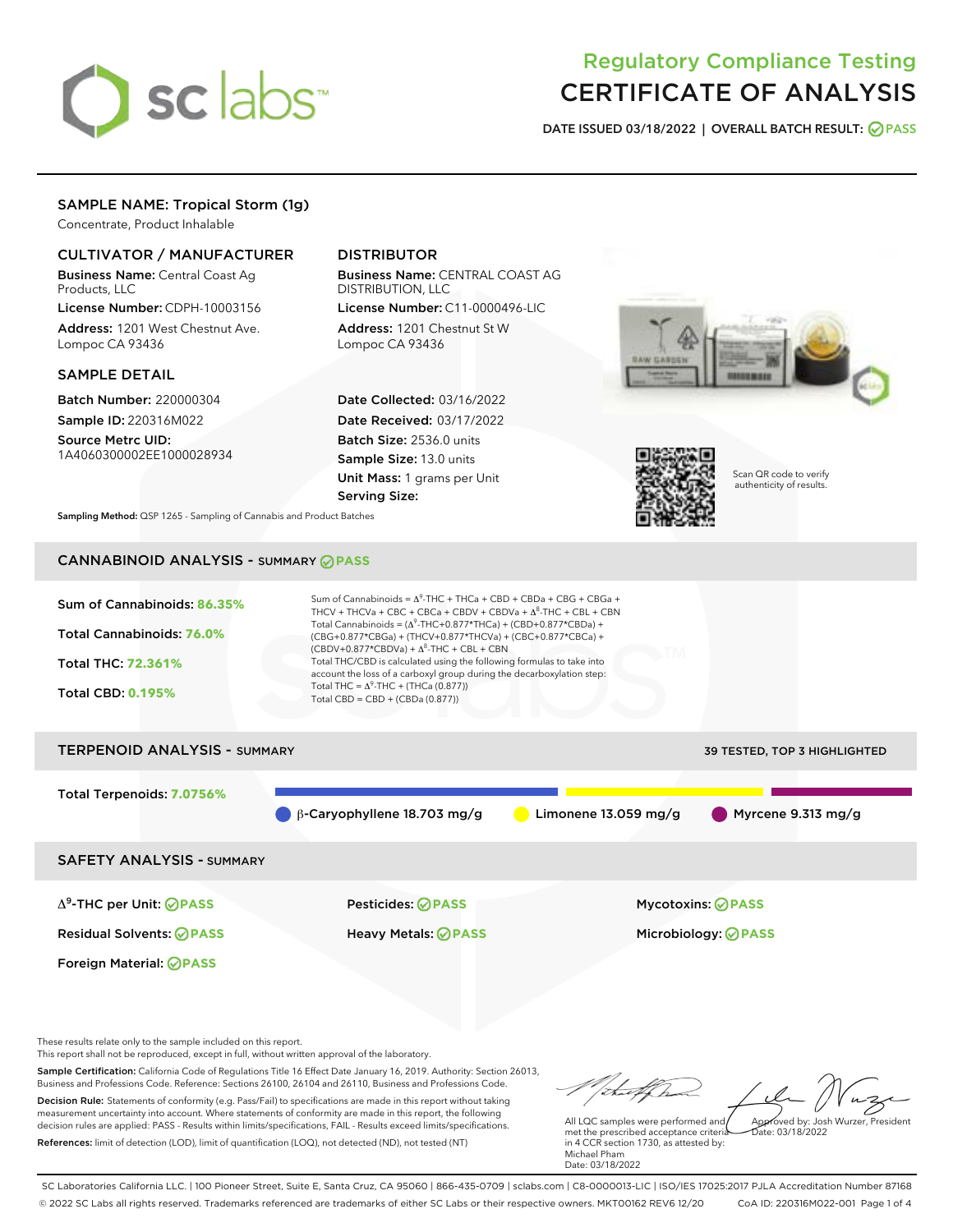# Regulatory Compliance Testing
# CERTIFICATE OF ANALYSIS

**DATE ISSUED 03/18/2022 | OVERALL BATCH RESULT: PASS**

## SAMPLE NAME: Tropical Storm (1g)

Concentrate, Product Inhalable

### CULTIVATOR / MANUFACTURER

**Business Name:** Central Coast Ag Products, LLC

**License Number:** CDPH-10003156

**Address:** 1201 West Chestnut Ave. Lompoc CA 93436

### DISTRIBUTOR

**Business Name:** CENTRAL COAST AG DISTRIBUTION, LLC

**License Number:** C11-0000496-LIC

**Address:** 1201 Chestnut St W Lompoc CA 93436

### SAMPLE DETAIL

**Batch Number:** 220000304

**Sample ID:** 220316M022

**Source Metrc UID:** 1A4060300002EE1000028934

**Date Collected:** 03/16/2022

**Date Received:** 03/17/2022

**Batch Size:** 2536.0 units

**Sample Size:** 13.0 units

**Unit Mass:** 1 grams per Unit

**Serving Size:**

Scan QR code to verify authenticity of results.

**Sampling Method:** QSP 1265 - Sampling of Cannabis and Product Batches

## CANNABINOID ANALYSIS - SUMMARY PASS

Sum of Cannabinoids: **86.35%**

Total Cannabinoids: **76.0%**

Total THC: **72.361%**

Total CBD: **0.195%**

Sum of Cannabinoids = $\Delta^9$-THC + THCa + CBD + CBDa + CBG + CBGa + THCV + THCVa + CBC + CBCa + CBDV + CBDVa + $\Delta^8$-THC + CBL + CBN

Total Cannabinoids = ($\Delta^9$-THC+0.877*THCa) + (CBD+0.877*CBDa) + (CBG+0.877*CBGa) + (THCV+0.877*THCVa) + (CBC+0.877*CBCa) + (CBDV+0.877*CBDVa) + $\Delta^8$-THC + CBL + CBN

Total THC/CBD is calculated using the following formulas to take into account the loss of a carboxyl group during the decarboxylation step:

Total THC = $\Delta^9$-THC + (THCa (0.877))

Total CBD = CBD + (CBDa (0.877))

## TERPENOID ANALYSIS - SUMMARY

39 TESTED, TOP 3 HIGHLIGHTED

Total Terpenoids: **7.0756%**

β-Caryophyllene 18.703 mg/g | Limonene 13.059 mg/g | Myrcene 9.313 mg/g

## SAFETY ANALYSIS - SUMMARY

| | | |
|---|---|---|
| $\Delta^9$-THC per Unit: PASS | Pesticides: PASS | Mycotoxins: PASS |
| Residual Solvents: PASS | Heavy Metals: PASS | Microbiology: PASS |
| Foreign Material: PASS | | |

These results relate only to the sample included on this report.
This report shall not be reproduced, except in full, without written approval of the laboratory.

**Sample Certification:** California Code of Regulations Title 16 Effect Date January 16, 2019. Authority: Section 26013, Business and Professions Code. Reference: Sections 26100, 26104 and 26110, Business and Professions Code.

**Decision Rule:** Statements of conformity (e.g. Pass/Fail) to specifications are made in this report without taking measurement uncertainty into account. Where statements of conformity are made in this report, the following decision rules are applied: PASS - Results within limits/specifications, FAIL - Results exceed limits/specifications.

**References:** limit of detection (LOD), limit of quantification (LOQ), not detected (ND), not tested (NT)

All LQC samples were performed and met the prescribed acceptance criteria in 4 CCR section 1730, as attested by: Michael Pham
Date: 03/18/2022

Approved by: Josh Wurzer, President
Date: 03/18/2022

SC Laboratories California LLC. | 100 Pioneer Street, Suite E, Santa Cruz, CA 95060 | 866-435-0709 | sclabs.com | C8-0000013-LIC | ISO/IES 17025:2017 PJLA Accreditation Number 87168
© 2022 SC Labs all rights reserved. Trademarks referenced are trademarks of either SC Labs or their respective owners. MKT00162 REV6 12/20 CoA ID: 220316M022-001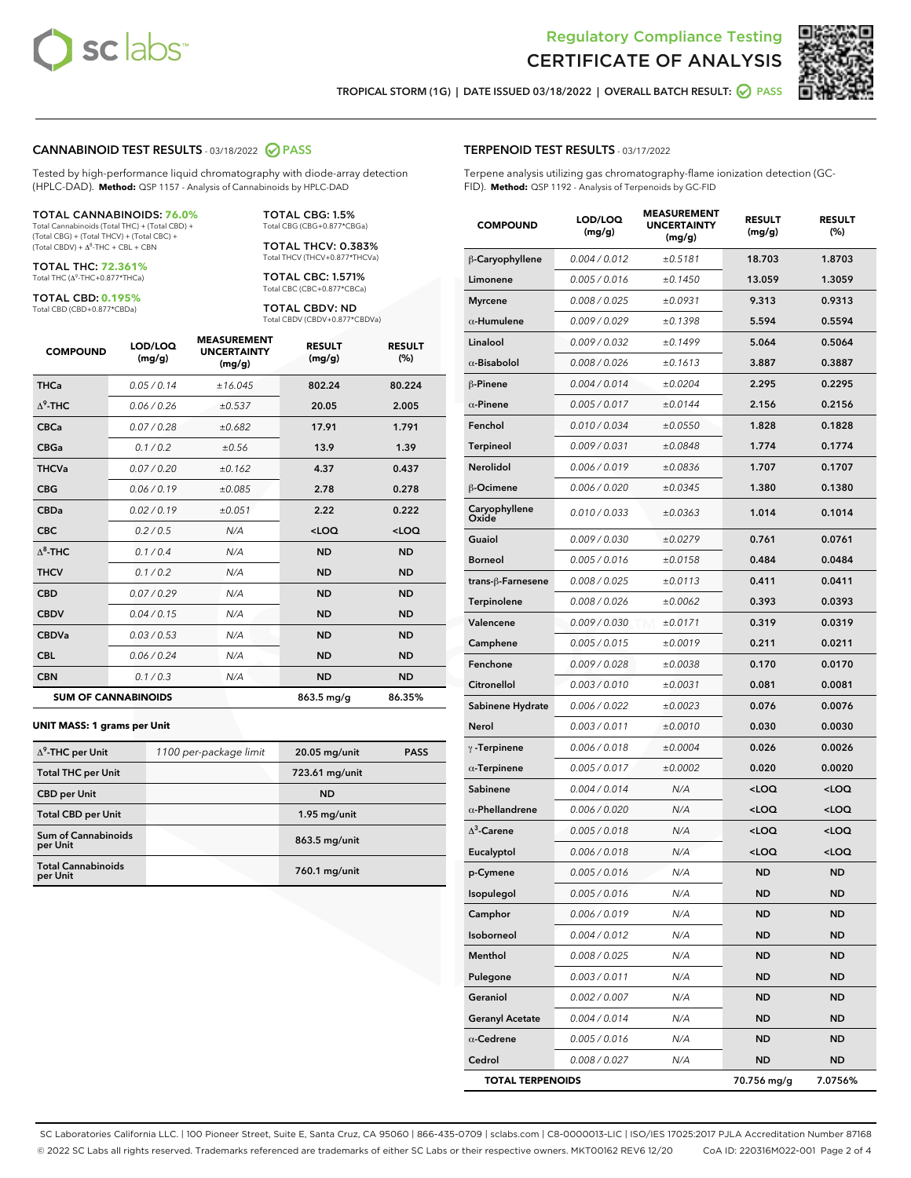Regulatory Compliance Testing
# CERTIFICATE OF ANALYSIS

TROPICAL STORM (1G) | DATE ISSUED 03/18/2022 | OVERALL BATCH RESULT: PASS

## CANNABINOID TEST RESULTS - 03/18/2022 PASS

Tested by high-performance liquid chromatography with diode-array detection (HPLC-DAD). **Method:** QSP 1157 - Analysis of Cannabinoids by HPLC-DAD

**TOTAL CANNABINOIDS: 76.0%**
Total Cannabinoids (Total THC) + (Total CBD) + (Total CBG) + (Total THCV) + (Total CBC) + (Total CBDV) + $\Delta^8$-THC + CBL + CBN

**TOTAL THC: 72.361%**
Total THC ($\Delta^9$-THC+0.877*THCa)

**TOTAL CBD: 0.195%**
Total CBD (CBD+0.877*CBDa)

**TOTAL CBG: 1.5%**
Total CBG (CBG+0.877*CBGa)

**TOTAL THCV: 0.383%**
Total THCV (THCV+0.877*THCVa)

**TOTAL CBC: 1.571%**
Total CBC (CBC+0.877*CBCa)

**TOTAL CBDV: ND**
Total CBDV (CBDV+0.877*CBDVa)

| COMPOUND | LOD/LOQ (mg/g) | MEASUREMENT UNCERTAINTY (mg/g) | RESULT (mg/g) | RESULT (%) |
|---|---|---|---|---|
| THCa | 0.05 / 0.14 | ±16.045 | 802.24 | 80.224 |
| $\Delta^9$-THC | 0.06 / 0.26 | ±0.537 | 20.05 | 2.005 |
| CBCa | 0.07 / 0.28 | ±0.682 | 17.91 | 1.791 |
| CBGa | 0.1 / 0.2 | ±0.56 | 13.9 | 1.39 |
| THCVa | 0.07 / 0.20 | ±0.162 | 4.37 | 0.437 |
| CBG | 0.06 / 0.19 | ±0.085 | 2.78 | 0.278 |
| CBDa | 0.02 / 0.19 | ±0.051 | 2.22 | 0.222 |
| CBC | 0.2 / 0.5 | N/A | <LOQ | <LOQ |
| $\Delta^8$-THC | 0.1 / 0.4 | N/A | ND | ND |
| THCV | 0.1 / 0.2 | N/A | ND | ND |
| CBD | 0.07 / 0.29 | N/A | ND | ND |
| CBDV | 0.04 / 0.15 | N/A | ND | ND |
| CBDVa | 0.03 / 0.53 | N/A | ND | ND |
| CBL | 0.06 / 0.24 | N/A | ND | ND |
| CBN | 0.1 / 0.3 | N/A | ND | ND |
| **SUM OF CANNABINOIDS** | | | 863.5 mg/g | 86.35% |

**UNIT MASS: 1 grams per Unit**

| | | | |
|---|---|---|---|
| $\Delta^9$-THC per Unit | 1100 per-package limit | 20.05 mg/unit | PASS |
| Total THC per Unit | | 723.61 mg/unit | |
| CBD per Unit | | ND | |
| Total CBD per Unit | | 1.95 mg/unit | |
| Sum of Cannabinoids per Unit | | 863.5 mg/unit | |
| Total Cannabinoids per Unit | | 760.1 mg/unit | |

## TERPENOID TEST RESULTS - 03/17/2022

Terpene analysis utilizing gas chromatography-flame ionization detection (GC-FID). **Method:** QSP 1192 - Analysis of Terpenoids by GC-FID

| COMPOUND | LOD/LOQ (mg/g) | MEASUREMENT UNCERTAINTY (mg/g) | RESULT (mg/g) | RESULT (%) |
|---|---|---|---|---|
| β-Caryophyllene | 0.004 / 0.012 | ±0.5181 | 18.703 | 1.8703 |
| Limonene | 0.005 / 0.016 | ±0.1450 | 13.059 | 1.3059 |
| Myrcene | 0.008 / 0.025 | ±0.0931 | 9.313 | 0.9313 |
| α-Humulene | 0.009 / 0.029 | ±0.1398 | 5.594 | 0.5594 |
| Linalool | 0.009 / 0.032 | ±0.1499 | 5.064 | 0.5064 |
| α-Bisabolol | 0.008 / 0.026 | ±0.1613 | 3.887 | 0.3887 |
| β-Pinene | 0.004 / 0.014 | ±0.0204 | 2.295 | 0.2295 |
| α-Pinene | 0.005 / 0.017 | ±0.0144 | 2.156 | 0.2156 |
| Fenchol | 0.010 / 0.034 | ±0.0550 | 1.828 | 0.1828 |
| Terpineol | 0.009 / 0.031 | ±0.0848 | 1.774 | 0.1774 |
| Nerolidol | 0.006 / 0.019 | ±0.0836 | 1.707 | 0.1707 |
| β-Ocimene | 0.006 / 0.020 | ±0.0345 | 1.380 | 0.1380 |
| Caryophyllene Oxide | 0.010 / 0.033 | ±0.0363 | 1.014 | 0.1014 |
| Guaiol | 0.009 / 0.030 | ±0.0279 | 0.761 | 0.0761 |
| Borneol | 0.005 / 0.016 | ±0.0158 | 0.484 | 0.0484 |
| trans-β-Farnesene | 0.008 / 0.025 | ±0.0113 | 0.411 | 0.0411 |
| Terpinolene | 0.008 / 0.026 | ±0.0062 | 0.393 | 0.0393 |
| Valencene | 0.009 / 0.030 | ±0.0171 | 0.319 | 0.0319 |
| Camphene | 0.005 / 0.015 | ±0.0019 | 0.211 | 0.0211 |
| Fenchone | 0.009 / 0.028 | ±0.0038 | 0.170 | 0.0170 |
| Citronellol | 0.003 / 0.010 | ±0.0031 | 0.081 | 0.0081 |
| Sabinene Hydrate | 0.006 / 0.022 | ±0.0023 | 0.076 | 0.0076 |
| Nerol | 0.003 / 0.011 | ±0.0010 | 0.030 | 0.0030 |
| γ-Terpinene | 0.006 / 0.018 | ±0.0004 | 0.026 | 0.0026 |
| α-Terpinene | 0.005 / 0.017 | ±0.0002 | 0.020 | 0.0020 |
| Sabinene | 0.004 / 0.014 | N/A | <LOQ | <LOQ |
| α-Phellandrene | 0.006 / 0.020 | N/A | <LOQ | <LOQ |
| $\Delta^3$-Carene | 0.005 / 0.018 | N/A | <LOQ | <LOQ |
| Eucalyptol | 0.006 / 0.018 | N/A | <LOQ | <LOQ |
| p-Cymene | 0.005 / 0.016 | N/A | ND | ND |
| Isopulegol | 0.005 / 0.016 | N/A | ND | ND |
| Camphor | 0.006 / 0.019 | N/A | ND | ND |
| Isoborneol | 0.004 / 0.012 | N/A | ND | ND |
| Menthol | 0.008 / 0.025 | N/A | ND | ND |
| Pulegone | 0.003 / 0.011 | N/A | ND | ND |
| Geraniol | 0.002 / 0.007 | N/A | ND | ND |
| Geranyl Acetate | 0.004 / 0.014 | N/A | ND | ND |
| α-Cedrene | 0.005 / 0.016 | N/A | ND | ND |
| Cedrol | 0.008 / 0.027 | N/A | ND | ND |
| **TOTAL TERPENOIDS** | | | 70.756 mg/g | 7.0756% |

SC Laboratories California LLC. | 100 Pioneer Street, Suite E, Santa Cruz, CA 95060 | 866-435-0709 | sclabs.com | C8-0000013-LIC | ISO/IES 17025:2017 PJLA Accreditation Number 87168
© 2022 SC Labs all rights reserved. Trademarks referenced are trademarks of either SC Labs or their respective owners. MKT00162 REV6 12/20 CoA ID: 220316M022-001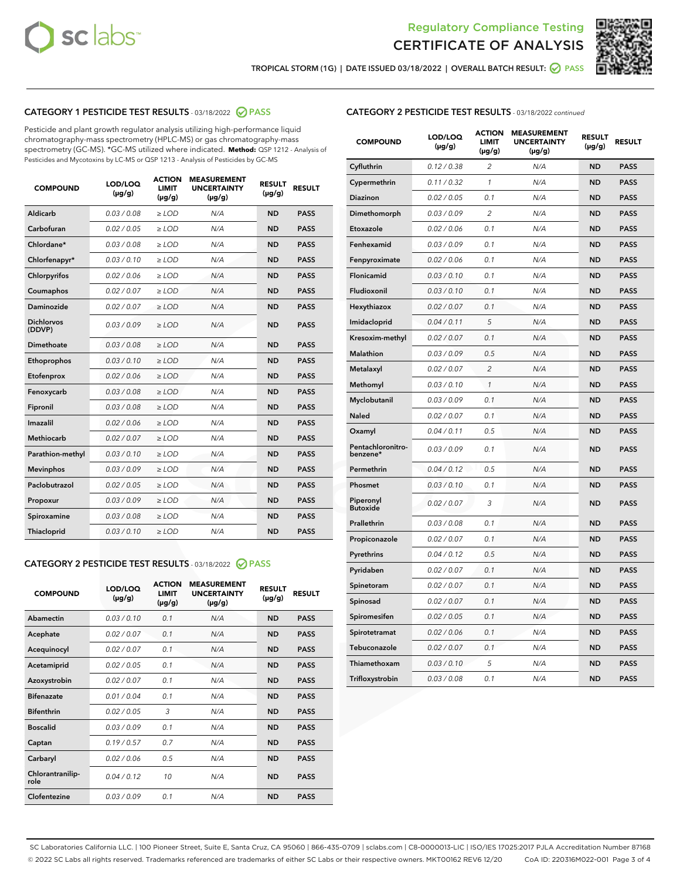Regulatory Compliance Testing

# CERTIFICATE OF ANALYSIS

TROPICAL STORM (1G) | DATE ISSUED 03/18/2022 | OVERALL BATCH RESULT: PASS

## CATEGORY 1 PESTICIDE TEST RESULTS - 03/18/2022 PASS

Pesticide and plant growth regulator analysis utilizing high-performance liquid chromatography-mass spectrometry (HPLC-MS) or gas chromatography-mass spectrometry (GC-MS). *GC-MS utilized where indicated. **Method:** QSP 1212 - Analysis of Pesticides and Mycotoxins by LC-MS or QSP 1213 - Analysis of Pesticides by GC-MS

| COMPOUND | LOD/LOQ (µg/g) | ACTION LIMIT (µg/g) | MEASUREMENT UNCERTAINTY (µg/g) | RESULT (µg/g) | RESULT |
|---|---|---|---|---|---|
| Aldicarb | 0.03 / 0.08 | ≥ LOD | N/A | ND | PASS |
| Carbofuran | 0.02 / 0.05 | ≥ LOD | N/A | ND | PASS |
| Chlordane* | 0.03 / 0.08 | ≥ LOD | N/A | ND | PASS |
| Chlorfenapyr* | 0.03 / 0.10 | ≥ LOD | N/A | ND | PASS |
| Chlorpyrifos | 0.02 / 0.06 | ≥ LOD | N/A | ND | PASS |
| Coumaphos | 0.02 / 0.07 | ≥ LOD | N/A | ND | PASS |
| Daminozide | 0.02 / 0.07 | ≥ LOD | N/A | ND | PASS |
| Dichlorvos (DDVP) | 0.03 / 0.09 | ≥ LOD | N/A | ND | PASS |
| Dimethoate | 0.03 / 0.08 | ≥ LOD | N/A | ND | PASS |
| Ethoprophos | 0.03 / 0.10 | ≥ LOD | N/A | ND | PASS |
| Etofenprox | 0.02 / 0.06 | ≥ LOD | N/A | ND | PASS |
| Fenoxycarb | 0.03 / 0.08 | ≥ LOD | N/A | ND | PASS |
| Fipronil | 0.03 / 0.08 | ≥ LOD | N/A | ND | PASS |
| Imazalil | 0.02 / 0.06 | ≥ LOD | N/A | ND | PASS |
| Methiocarb | 0.02 / 0.07 | ≥ LOD | N/A | ND | PASS |
| Parathion-methyl | 0.03 / 0.10 | ≥ LOD | N/A | ND | PASS |
| Mevinphos | 0.03 / 0.09 | ≥ LOD | N/A | ND | PASS |
| Paclobutrazol | 0.02 / 0.05 | ≥ LOD | N/A | ND | PASS |
| Propoxur | 0.03 / 0.09 | ≥ LOD | N/A | ND | PASS |
| Spiroxamine | 0.03 / 0.08 | ≥ LOD | N/A | ND | PASS |
| Thiacloprid | 0.03 / 0.10 | ≥ LOD | N/A | ND | PASS |

## CATEGORY 2 PESTICIDE TEST RESULTS - 03/18/2022 PASS

| COMPOUND | LOD/LOQ (µg/g) | ACTION LIMIT (µg/g) | MEASUREMENT UNCERTAINTY (µg/g) | RESULT (µg/g) | RESULT |
|---|---|---|---|---|---|
| Abamectin | 0.03 / 0.10 | 0.1 | N/A | ND | PASS |
| Acephate | 0.02 / 0.07 | 0.1 | N/A | ND | PASS |
| Acequinocyl | 0.02 / 0.07 | 0.1 | N/A | ND | PASS |
| Acetamiprid | 0.02 / 0.05 | 0.1 | N/A | ND | PASS |
| Azoxystrobin | 0.02 / 0.07 | 0.1 | N/A | ND | PASS |
| Bifenazate | 0.01 / 0.04 | 0.1 | N/A | ND | PASS |
| Bifenthrin | 0.02 / 0.05 | 3 | N/A | ND | PASS |
| Boscalid | 0.03 / 0.09 | 0.1 | N/A | ND | PASS |
| Captan | 0.19 / 0.57 | 0.7 | N/A | ND | PASS |
| Carbaryl | 0.02 / 0.06 | 0.5 | N/A | ND | PASS |
| Chlorantraniliprole | 0.04 / 0.12 | 10 | N/A | ND | PASS |
| Clofentezine | 0.03 / 0.09 | 0.1 | N/A | ND | PASS |
| Cyfluthrin | 0.12 / 0.38 | 2 | N/A | ND | PASS |
| Cypermethrin | 0.11 / 0.32 | 1 | N/A | ND | PASS |
| Diazinon | 0.02 / 0.05 | 0.1 | N/A | ND | PASS |
| Dimethomorph | 0.03 / 0.09 | 2 | N/A | ND | PASS |
| Etoxazole | 0.02 / 0.06 | 0.1 | N/A | ND | PASS |
| Fenhexamid | 0.03 / 0.09 | 0.1 | N/A | ND | PASS |
| Fenpyroximate | 0.02 / 0.06 | 0.1 | N/A | ND | PASS |
| Flonicamid | 0.03 / 0.10 | 0.1 | N/A | ND | PASS |
| Fludioxonil | 0.03 / 0.10 | 0.1 | N/A | ND | PASS |
| Hexythiazox | 0.02 / 0.07 | 0.1 | N/A | ND | PASS |
| Imidacloprid | 0.04 / 0.11 | 5 | N/A | ND | PASS |
| Kresoxim-methyl | 0.02 / 0.07 | 0.1 | N/A | ND | PASS |
| Malathion | 0.03 / 0.09 | 0.5 | N/A | ND | PASS |
| Metalaxyl | 0.02 / 0.07 | 2 | N/A | ND | PASS |
| Methomyl | 0.03 / 0.10 | 1 | N/A | ND | PASS |
| Myclobutanil | 0.03 / 0.09 | 0.1 | N/A | ND | PASS |
| Naled | 0.02 / 0.07 | 0.1 | N/A | ND | PASS |
| Oxamyl | 0.04 / 0.11 | 0.5 | N/A | ND | PASS |
| Pentachloronitrobenzene* | 0.03 / 0.09 | 0.1 | N/A | ND | PASS |
| Permethrin | 0.04 / 0.12 | 0.5 | N/A | ND | PASS |
| Phosmet | 0.03 / 0.10 | 0.1 | N/A | ND | PASS |
| Piperonyl Butoxide | 0.02 / 0.07 | 3 | N/A | ND | PASS |
| Prallethrin | 0.03 / 0.08 | 0.1 | N/A | ND | PASS |
| Propiconazole | 0.02 / 0.07 | 0.1 | N/A | ND | PASS |
| Pyrethrins | 0.04 / 0.12 | 0.5 | N/A | ND | PASS |
| Pyridaben | 0.02 / 0.07 | 0.1 | N/A | ND | PASS |
| Spinetoram | 0.02 / 0.07 | 0.1 | N/A | ND | PASS |
| Spinosad | 0.02 / 0.07 | 0.1 | N/A | ND | PASS |
| Spiromesifen | 0.02 / 0.05 | 0.1 | N/A | ND | PASS |
| Spirotetramat | 0.02 / 0.06 | 0.1 | N/A | ND | PASS |
| Tebuconazole | 0.02 / 0.07 | 0.1 | N/A | ND | PASS |
| Thiamethoxam | 0.03 / 0.10 | 5 | N/A | ND | PASS |
| Trifloxystrobin | 0.03 / 0.08 | 0.1 | N/A | ND | PASS |

SC Laboratories California LLC. | 100 Pioneer Street, Suite E, Santa Cruz, CA 95060 | 866-435-0709 | sclabs.com | C8-0000013-LIC | ISO/IES 17025:2017 PJLA Accreditation Number 87168
© 2022 SC Labs all rights reserved. Trademarks referenced are trademarks of either SC Labs or their respective owners. MKT00162 REV6 12/20 CoA ID: 220316M022-001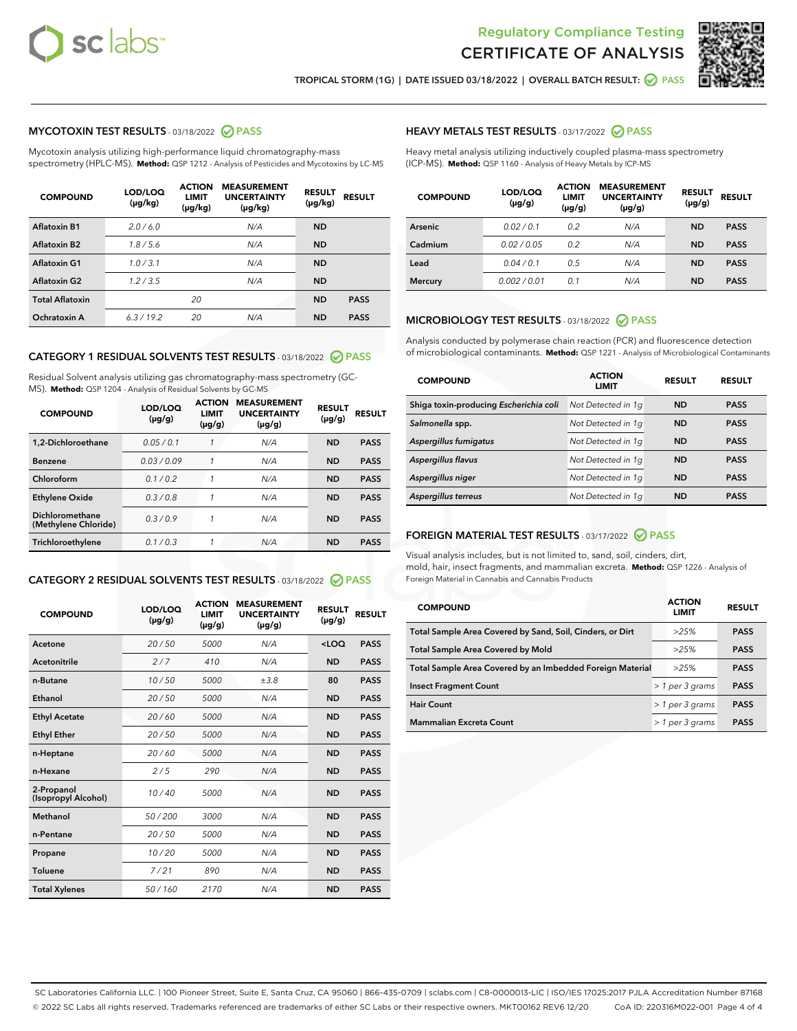Regulatory Compliance Testing
# CERTIFICATE OF ANALYSIS

TROPICAL STORM (1G) | DATE ISSUED 03/18/2022 | OVERALL BATCH RESULT: PASS

## MYCOTOXIN TEST RESULTS - 03/18/2022 PASS

Mycotoxin analysis utilizing high-performance liquid chromatography-mass spectrometry (HPLC-MS). **Method:** QSP 1212 - Analysis of Pesticides and Mycotoxins by LC-MS

| COMPOUND | LOD/LOQ (µg/kg) | ACTION LIMIT (µg/kg) | MEASUREMENT UNCERTAINTY (µg/kg) | RESULT (µg/kg) | RESULT |
|---|---|---|---|---|---|
| Aflatoxin B1 | 2.0 / 6.0 | | N/A | ND | |
| Aflatoxin B2 | 1.8 / 5.6 | | N/A | ND | |
| Aflatoxin G1 | 1.0 / 3.1 | | N/A | ND | |
| Aflatoxin G2 | 1.2 / 3.5 | | N/A | ND | |
| Total Aflatoxin | | 20 | | ND | PASS |
| Ochratoxin A | 6.3 / 19.2 | 20 | N/A | ND | PASS |

## CATEGORY 1 RESIDUAL SOLVENTS TEST RESULTS - 03/18/2022 PASS

Residual Solvent analysis utilizing gas chromatography-mass spectrometry (GC-MS). **Method:** QSP 1204 - Analysis of Residual Solvents by GC-MS

| COMPOUND | LOD/LOQ (µg/g) | ACTION LIMIT (µg/g) | MEASUREMENT UNCERTAINTY (µg/g) | RESULT (µg/g) | RESULT |
|---|---|---|---|---|---|
| 1,2-Dichloroethane | 0.05 / 0.1 | 1 | N/A | ND | PASS |
| Benzene | 0.03 / 0.09 | 1 | N/A | ND | PASS |
| Chloroform | 0.1 / 0.2 | 1 | N/A | ND | PASS |
| Ethylene Oxide | 0.3 / 0.8 | 1 | N/A | ND | PASS |
| Dichloromethane (Methylene Chloride) | 0.3 / 0.9 | 1 | N/A | ND | PASS |
| Trichloroethylene | 0.1 / 0.3 | 1 | N/A | ND | PASS |

## CATEGORY 2 RESIDUAL SOLVENTS TEST RESULTS - 03/18/2022 PASS

| COMPOUND | LOD/LOQ (µg/g) | ACTION LIMIT (µg/g) | MEASUREMENT UNCERTAINTY (µg/g) | RESULT (µg/g) | RESULT |
|---|---|---|---|---|---|
| Acetone | 20 / 50 | 5000 | N/A | <LOQ | PASS |
| Acetonitrile | 2 / 7 | 410 | N/A | ND | PASS |
| n-Butane | 10 / 50 | 5000 | ±3.8 | 80 | PASS |
| Ethanol | 20 / 50 | 5000 | N/A | ND | PASS |
| Ethyl Acetate | 20 / 60 | 5000 | N/A | ND | PASS |
| Ethyl Ether | 20 / 50 | 5000 | N/A | ND | PASS |
| n-Heptane | 20 / 60 | 5000 | N/A | ND | PASS |
| n-Hexane | 2 / 5 | 290 | N/A | ND | PASS |
| 2-Propanol (Isopropyl Alcohol) | 10 / 40 | 5000 | N/A | ND | PASS |
| Methanol | 50 / 200 | 3000 | N/A | ND | PASS |
| n-Pentane | 20 / 50 | 5000 | N/A | ND | PASS |
| Propane | 10 / 20 | 5000 | N/A | ND | PASS |
| Toluene | 7 / 21 | 890 | N/A | ND | PASS |
| Total Xylenes | 50 / 160 | 2170 | N/A | ND | PASS |

## HEAVY METALS TEST RESULTS - 03/17/2022 PASS

Heavy metal analysis utilizing inductively coupled plasma-mass spectrometry (ICP-MS). **Method:** QSP 1160 - Analysis of Heavy Metals by ICP-MS

| COMPOUND | LOD/LOQ (µg/g) | ACTION LIMIT (µg/g) | MEASUREMENT UNCERTAINTY (µg/g) | RESULT (µg/g) | RESULT |
|---|---|---|---|---|---|
| Arsenic | 0.02 / 0.1 | 0.2 | N/A | ND | PASS |
| Cadmium | 0.02 / 0.05 | 0.2 | N/A | ND | PASS |
| Lead | 0.04 / 0.1 | 0.5 | N/A | ND | PASS |
| Mercury | 0.002 / 0.01 | 0.1 | N/A | ND | PASS |

## MICROBIOLOGY TEST RESULTS - 03/18/2022 PASS

Analysis conducted by polymerase chain reaction (PCR) and fluorescence detection of microbiological contaminants. **Method:** QSP 1221 - Analysis of Microbiological Contaminants

| COMPOUND | ACTION LIMIT | RESULT | RESULT |
|---|---|---|---|
| Shiga toxin-producing *Escherichia coli* | Not Detected in 1g | ND | PASS |
| *Salmonella* spp. | Not Detected in 1g | ND | PASS |
| *Aspergillus fumigatus* | Not Detected in 1g | ND | PASS |
| *Aspergillus flavus* | Not Detected in 1g | ND | PASS |
| *Aspergillus niger* | Not Detected in 1g | ND | PASS |
| *Aspergillus terreus* | Not Detected in 1g | ND | PASS |

## FOREIGN MATERIAL TEST RESULTS - 03/17/2022 PASS

Visual analysis includes, but is not limited to, sand, soil, cinders, dirt, mold, hair, insect fragments, and mammalian excreta. **Method:** QSP 1226 - Analysis of Foreign Material in Cannabis and Cannabis Products

| COMPOUND | ACTION LIMIT | RESULT |
|---|---|---|
| Total Sample Area Covered by Sand, Soil, Cinders, or Dirt | >25% | PASS |
| Total Sample Area Covered by Mold | >25% | PASS |
| Total Sample Area Covered by an Imbedded Foreign Material | >25% | PASS |
| Insect Fragment Count | > 1 per 3 grams | PASS |
| Hair Count | > 1 per 3 grams | PASS |
| Mammalian Excreta Count | > 1 per 3 grams | PASS |

SC Laboratories California LLC. | 100 Pioneer Street, Suite E, Santa Cruz, CA 95060 | 866-435-0709 | sclabs.com | C8-0000013-LIC | ISO/IES 17025:2017 PJLA Accreditation Number 87168
© 2022 SC Labs all rights reserved. Trademarks referenced are trademarks of either SC Labs or their respective owners. MKT00162 REV6 12/20 CoA ID: 220316M022-001